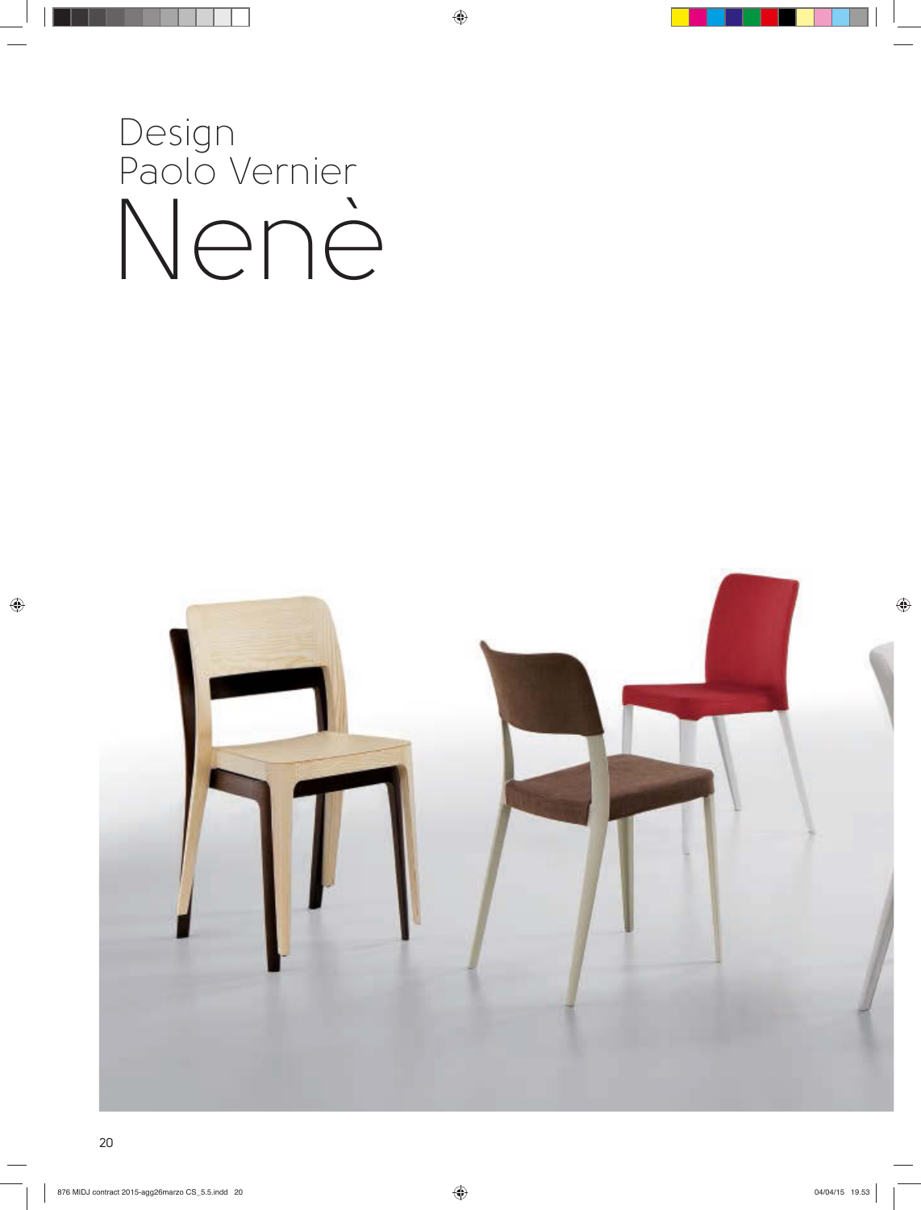Design
Paolo Vernier

# Nenè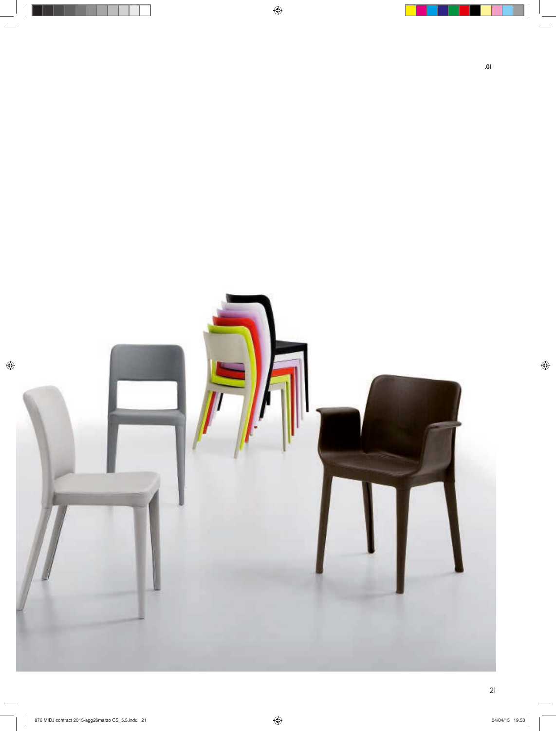.01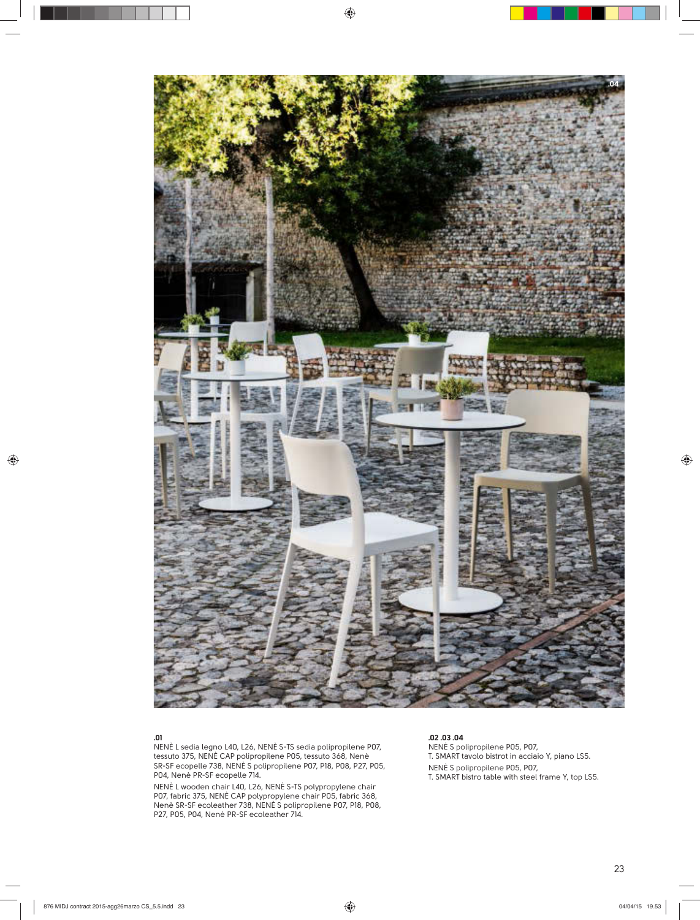.04

**.01**

NENÈ L sedia legno L40, L26, NENÈ S-TS sedia polipropilene P07, tessuto 375, NENÈ CAP polipropilene P05, tessuto 368, Nenè SR-SF ecopelle 738, NENÈ S polipropilene P07, P18, P08, P27, P05, P04, Nenè PR-SF ecopelle 714.

NENÈ L wooden chair L40, L26, NENÈ S-TS polypropylene chair P07, fabric 375, NENÈ CAP polypropylene chair P05, fabric 368, Nenè SR-SF ecoleather 738, NENÈ S polipropilene P07, P18, P08, P27, P05, P04, Nenè PR-SF ecoleather 714.

**.02 .03 .04**

NENÈ S polipropilene P05, P07,
T. SMART tavolo bistrot in acciaio Y, piano LS5.

NENÈ S polipropilene P05, P07,
T. SMART bistro table with steel frame Y, top LS5.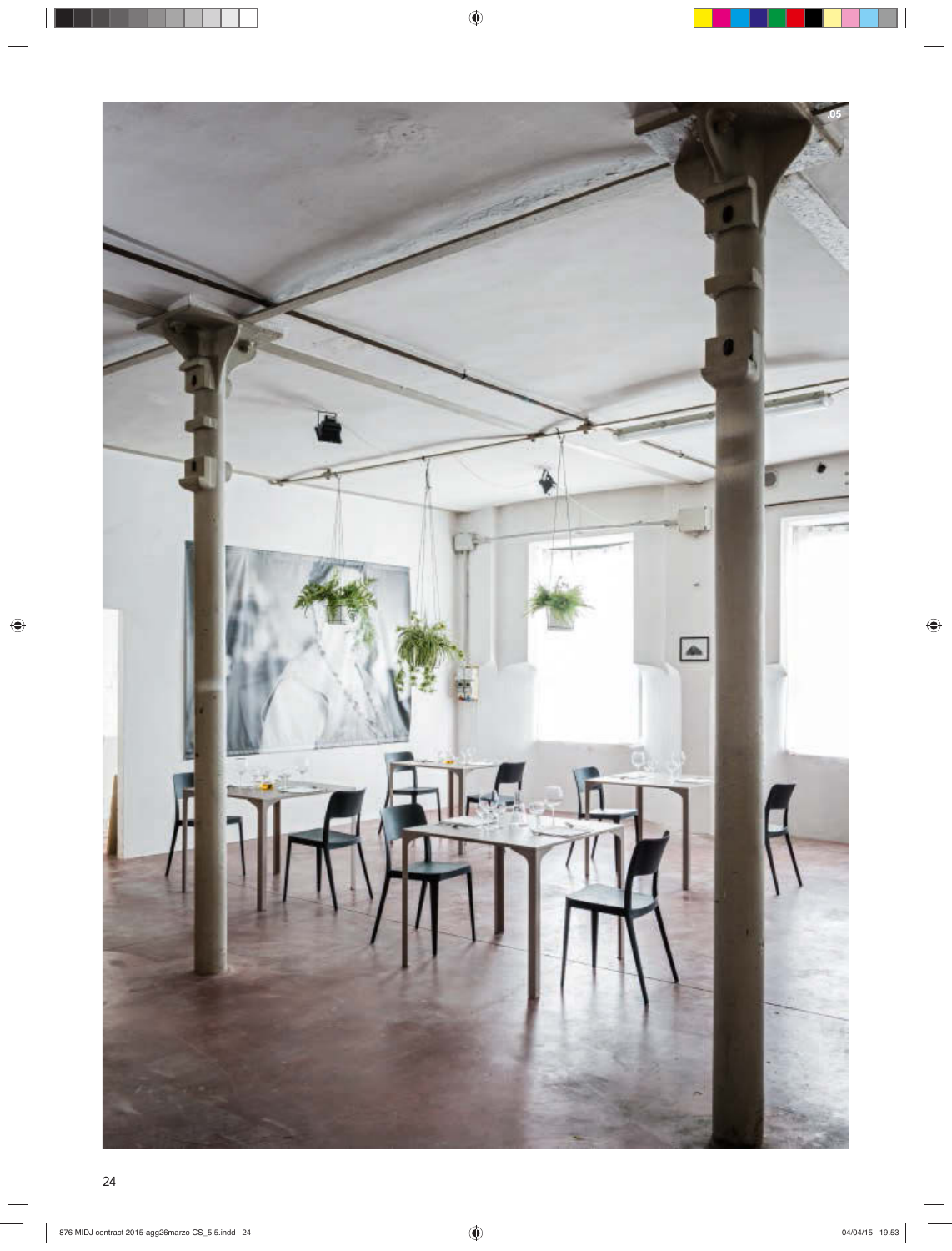.05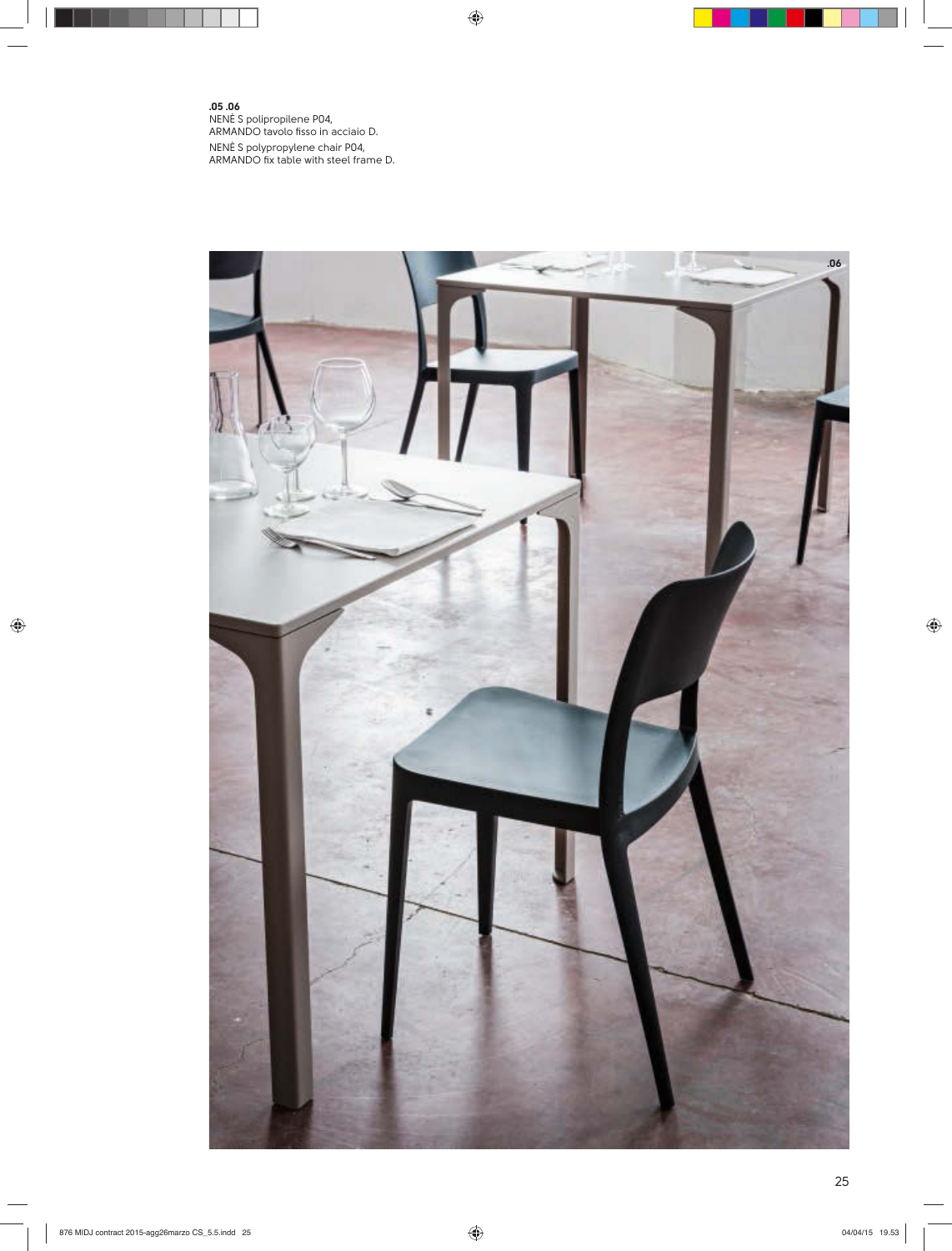**.05 .06**
NENÈ S polipropilene P04,
ARMANDO tavolo fisso in acciaio D.

NENÈ S polypropylene chair P04,
ARMANDO fix table with steel frame D.

.06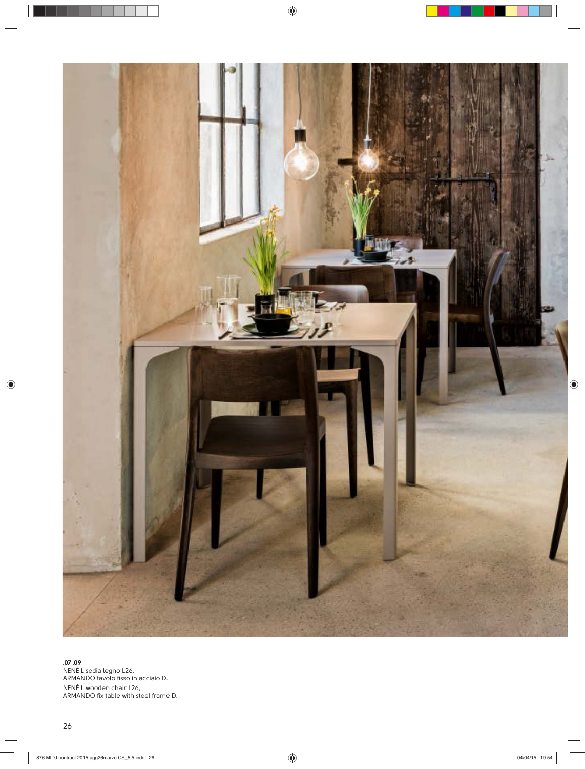**.07 .09**
NENÈ L sedia legno L26,
ARMANDO tavolo fisso in acciaio D.
NENÈ L wooden chair L26,
ARMANDO fix table with steel frame D.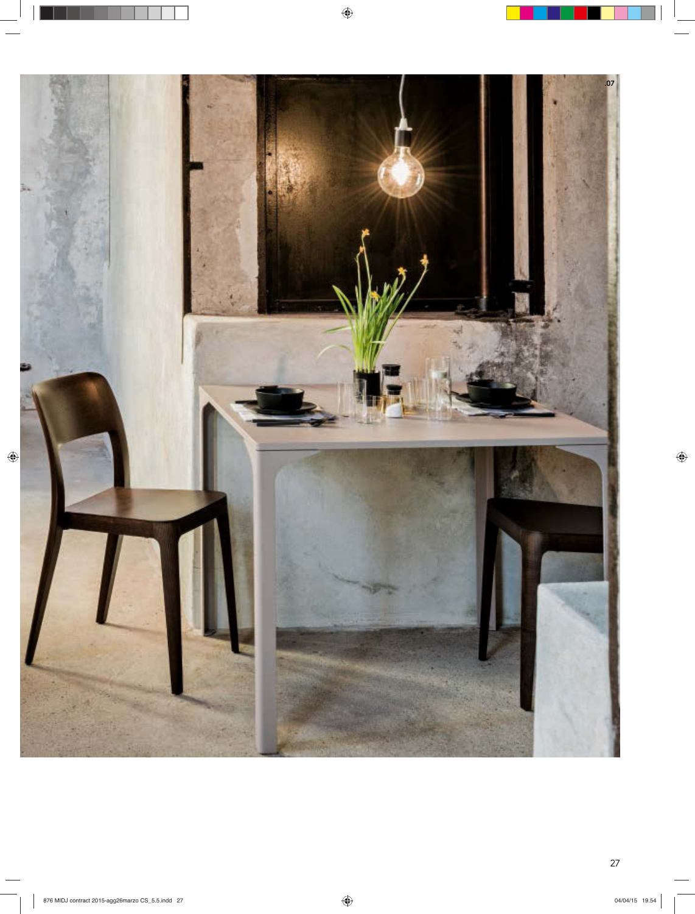.07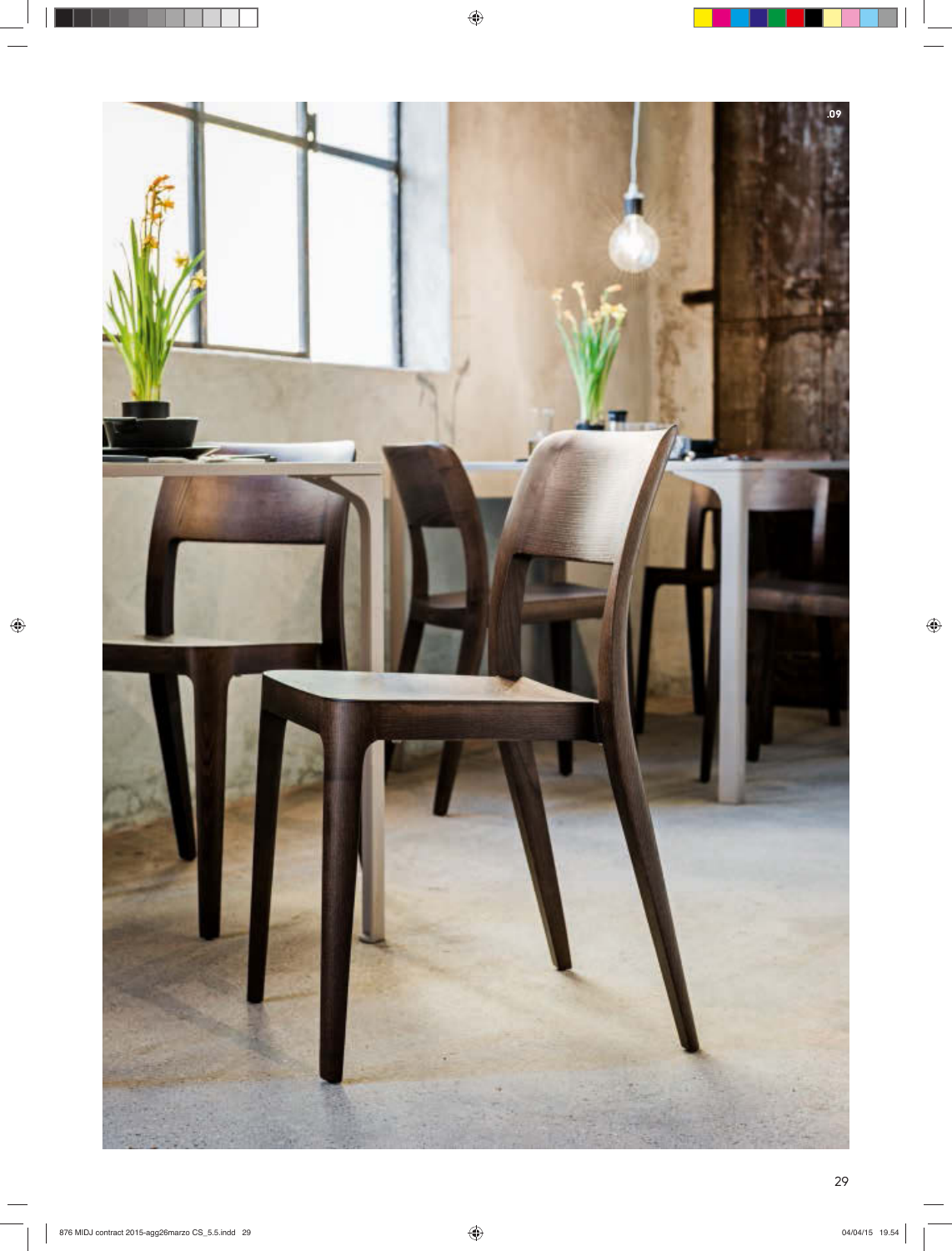.09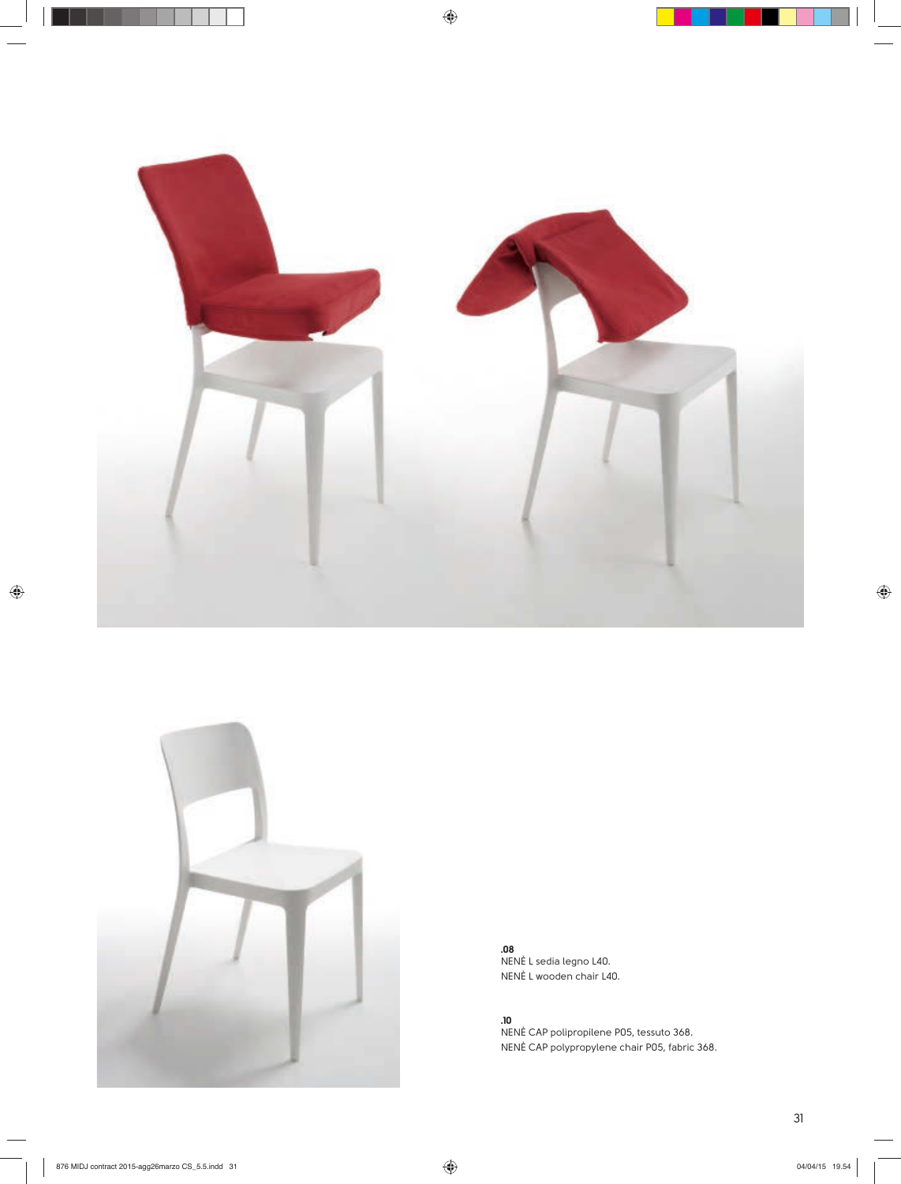**.08**
NENÈ L sedia legno L40.
NENÈ L wooden chair L40.

**.10**
NENÈ CAP polipropilene P05, tessuto 368.
NENÈ CAP polypropylene chair P05, fabric 368.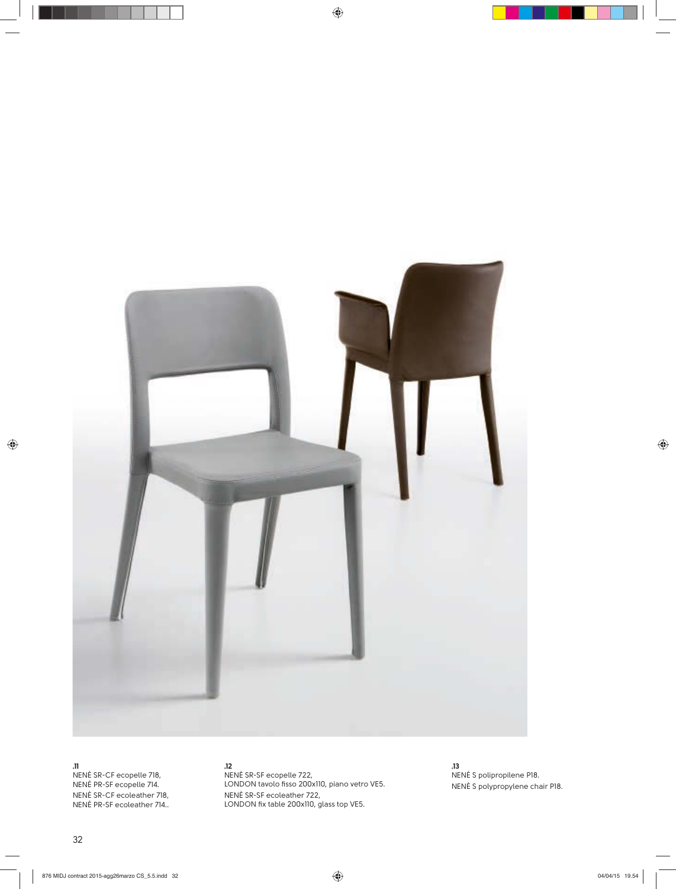**.11**
NENÈ SR-CF ecopelle 718,
NENÈ PR-SF ecopelle 714.
NENÈ SR-CF ecoleather 718,
NENÈ PR-SF ecoleather 714..

**.12**
NENÈ SR-SF ecopelle 722,
LONDON tavolo fisso 200x110, piano vetro VE5.
NENÈ SR-SF ecoleather 722,
LONDON fix table 200x110, glass top VE5.

**.13**
NENÈ S polipropilene P18.
NENÈ S polypropylene chair P18.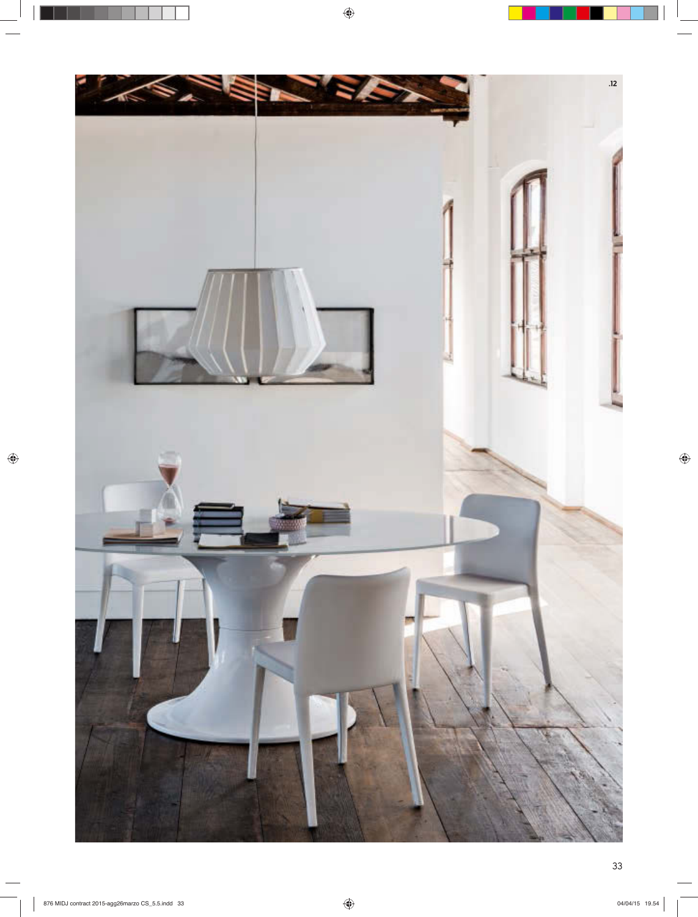.12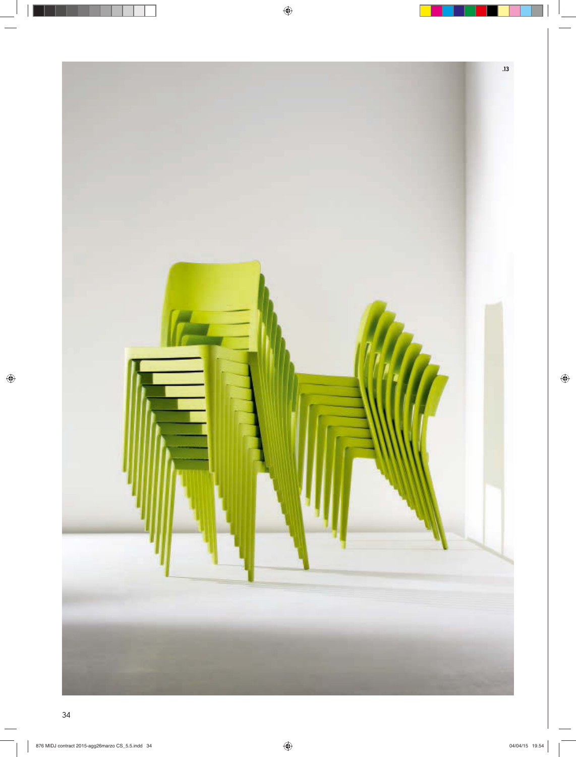.13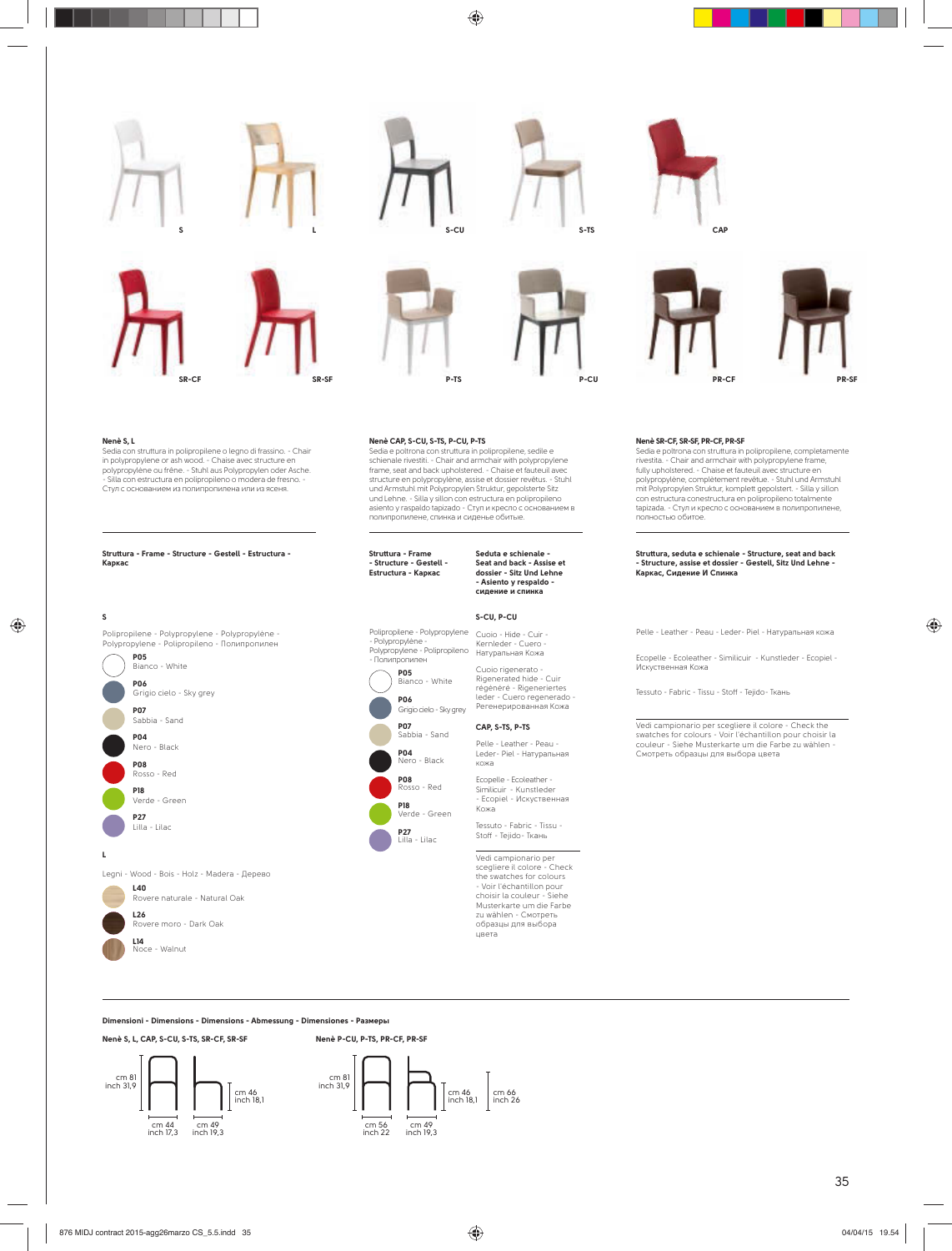S

L

S-CU

S-TS

CAP

SR-CF

SR-SF

P-TS

P-CU

PR-CF

PR-SF

**Nenè S, L**

Sedia con struttura in polipropilene o legno di frassino. - Chair in polypropylene or ash wood. - Chaise avec structure en polypropylène ou frêne. - Stuhl aus Polypropylen oder Asche. - Silla con estructura en polipropileno o modera de fresno. - Стул с основанием из полипропилена или из ясеня.

**Struttura - Frame - Structure - Gestell - Estructura - Каркас**

**S**

Polipropilene - Polypropylene - Polypropylène - Polypropylene - Polipropileno - Полипропилен

- **P05** Bianco - White
- **P06** Grigio cielo - Sky grey
- **P07** Sabbia - Sand
- **P04** Nero - Black
- **P08** Rosso - Red
- **P18** Verde - Green
- **P27** Lilla - Lilac

**L**

Legni - Wood - Bois - Holz - Madera - Дерево

- **L40** Rovere naturale - Natural Oak
- **L26** Rovere moro - Dark Oak
- **L14** Noce - Walnut

**Nenè CAP, S-CU, S-TS, P-CU, P-TS**

Sedia e poltrona con struttura in polipropilene, sedile e schienale rivestiti. - Chair and armchair with polypropylene frame, seat and back upholstered. - Chaise et fauteuil avec structure en polypropylène, assise et dossier revêtus. - Stuhl und Armstuhl mit Polypropylen Struktur, gepolsterte Sitz und Lehne. - Silla y sillon con estructura en polipropileno asiento y raspaldo tapizado - Стул и кресло с основанием из полипропилене, спинка и сиденье обитые.

**Struttura - Frame - Structure - Gestell - Estructura - Каркас**

Polipropilene - Polypropylene - Polypropylène - Polypropylene - Polipropileno - Полипропилен

- **P05** Bianco - White
- **P06** Grigio cielo - Sky grey
- **P07** Sabbia - Sand
- **P04** Nero - Black
- **P08** Rosso - Red
- **P18** Verde - Green
- **P27** Lilla - Lilac

**Seduta e schienale - Seat and back - Assise et dossier - Sitz Und Lehne - Asiento y respaldo - сидение и спинка**

**S-CU, P-CU**

Cuoio - Hide - Cuir - Kernleder - Cuero - Натуральная Кожа

Cuoio rigenerato - Rigenerated hide - Cuir régénéré - Rigeneriertes leder - Cuero regenerado - Реренерированная Кожа

**CAP, S-TS, P-TS**

Pelle - Leather - Peau - Leder- Piel - Натуральная кожа

Ecopelle - Ecoleather - Similicuir - Kunstleder - Ecopiel - Искуственная Кожа

Tessuto - Fabric - Tissu - Stoff - Tejido- Ткань

Vedi campionario per scegliere il colore - Check the swatches for colours - Voir l'échantillon pour choisir la couleur - Siehe Musterkarte um die Farbe zu wählen - Смотреть образцы для выбора цвета

**Nenè SR-CF, SR-SF, PR-CF, PR-SF**

Sedia e poltrona con struttura in polipropilene, completamente rivestita. - Chair and armchair with polypropylene frame, fully upholstered. - Chaise et fauteuil avec structure en polypropylène, complètement revêtue. - Stuhl und Armstuhl mit Polypropylen Struktur, komplett gepolstert. - Silla y sillon con estructura conestructura en polipropileno totalmente tapizada. - Стул и кресло с основанием в полипропилене, полностью обитое.

**Struttura, seduta e schienale - Structure, seat and back - Structure, assise et dossier - Gestell, Sitz Und Lehne - Каркас, Сидение И Спинка**

Pelle - Leather - Peau - Leder- Piel - Натуральная кожа

Ecopelle - Ecoleather - Similicuir - Kunstleder - Ecopiel - Искуственная Кожа

Tessuto - Fabric - Tissu - Stoff - Tejido- Ткань

Vedi campionario per scegliere il colore - Check the swatches for colours - Voir l'échantillon pour choisir la couleur - Siehe Musterkarte um die Farbe zu wählen - Смотреть образцы для выбора цвета

**Dimensioni - Dimensions - Dimensions - Abmessung - Dimensiones - Размеры**

**Nenè S, L, CAP, S-CU, S-TS, SR-CF, SR-SF**

cm 81
inch 31,9

cm 46
inch 18,1

cm 44
inch 17,3

cm 49
inch 19,3

**Nenè P-CU, P-TS, PR-CF, PR-SF**

cm 81
inch 31,9

cm 46
inch 18,1

cm 66
inch 26

cm 56
inch 22

cm 49
inch 19,3